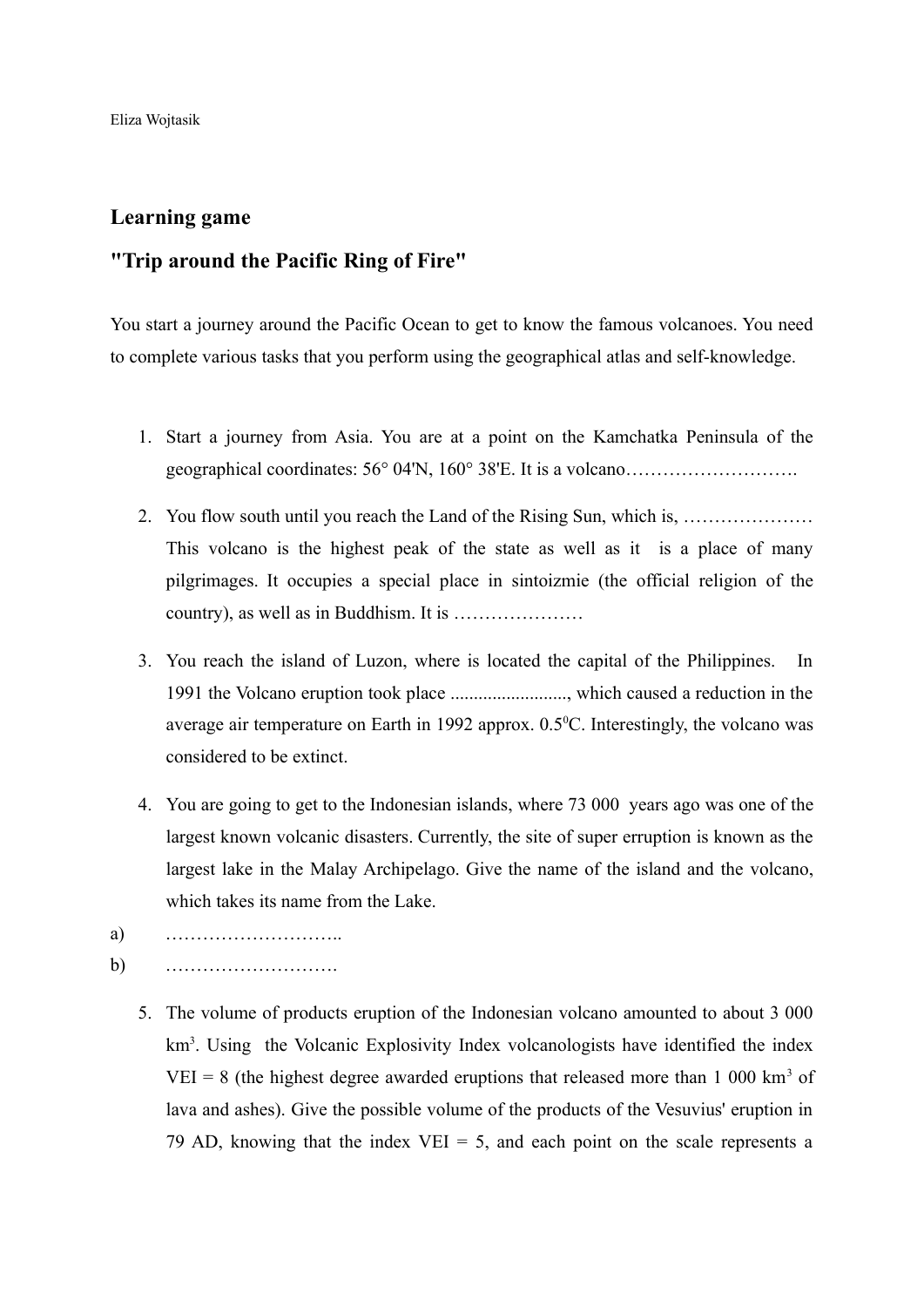Eliza Wojtasik

## Learning game

## "Trip around the Pacific Ring of Fire"

You start a journey around the Pacific Ocean to get to know the famous volcanoes. You need to complete various tasks that you perform using the geographical atlas and self-knowledge.

1. Start a journey from Asia. You are at a point on the Kamchatka Peninsula of the geographical coordinates: 56° 04'N, 160° 38'E. It is a volcano……………………….
2. You flow south until you reach the Land of the Rising Sun, which is, ………………… This volcano is the highest peak of the state as well as it is a place of many pilgrimages. It occupies a special place in sintoizmie (the official religion of the country), as well as in Buddhism. It is …………………
3. You reach the island of Luzon, where is located the capital of the Philippines. In 1991 the Volcano eruption took place ........................, which caused a reduction in the average air temperature on Earth in 1992 approx. 0.5$^0$C. Interestingly, the volcano was considered to be extinct.
4. You are going to get to the Indonesian islands, where 73 000 years ago was one of the largest known volcanic disasters. Currently, the site of super erruption is known as the largest lake in the Malay Archipelago. Give the name of the island and the volcano, which takes its name from the Lake.

a) ………………………..

b) ……………………….

5. The volume of products eruption of the Indonesian volcano amounted to about 3 000 km$^3$. Using the Volcanic Explosivity Index volcanologists have identified the index VEI = 8 (the highest degree awarded eruptions that released more than 1 000 km$^3$ of lava and ashes). Give the possible volume of the products of the Vesuvius' eruption in 79 AD, knowing that the index VEI = 5, and each point on the scale represents a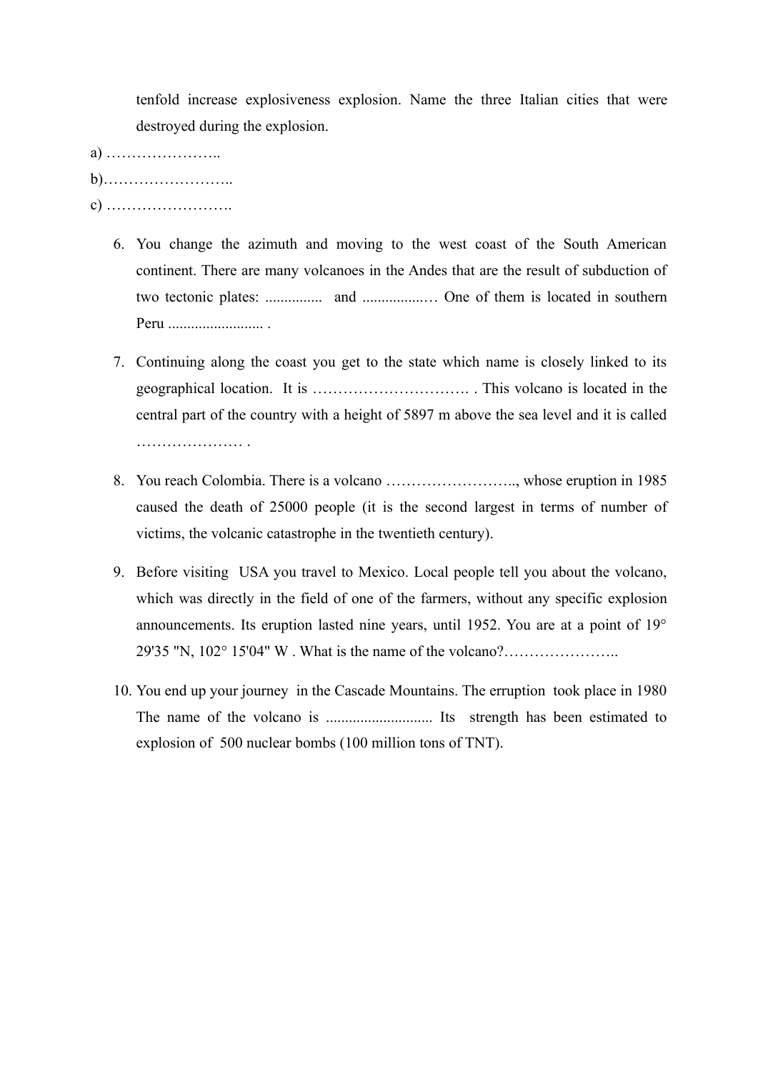tenfold increase explosiveness explosion. Name the three Italian cities that were destroyed during the explosion.

a) …………………..

b)……………………..

c) …………………….

6. You change the azimuth and moving to the west coast of the South American continent. There are many volcanoes in the Andes that are the result of subduction of two tectonic plates: ............... and .................… One of them is located in southern Peru ......................... .

7. Continuing along the coast you get to the state which name is closely linked to its geographical location. It is …………………………. . This volcano is located in the central part of the country with a height of 5897 m above the sea level and it is called ………………… .

8. You reach Colombia. There is a volcano …………………….., whose eruption in 1985 caused the death of 25000 people (it is the second largest in terms of number of victims, the volcanic catastrophe in the twentieth century).

9. Before visiting USA you travel to Mexico. Local people tell you about the volcano, which was directly in the field of one of the farmers, without any specific explosion announcements. Its eruption lasted nine years, until 1952. You are at a point of 19° 29'35 "N, 102° 15'04" W . What is the name of the volcano?…………………..

10. You end up your journey in the Cascade Mountains. The erruption took place in 1980 The name of the volcano is ............................ Its strength has been estimated to explosion of 500 nuclear bombs (100 million tons of TNT).